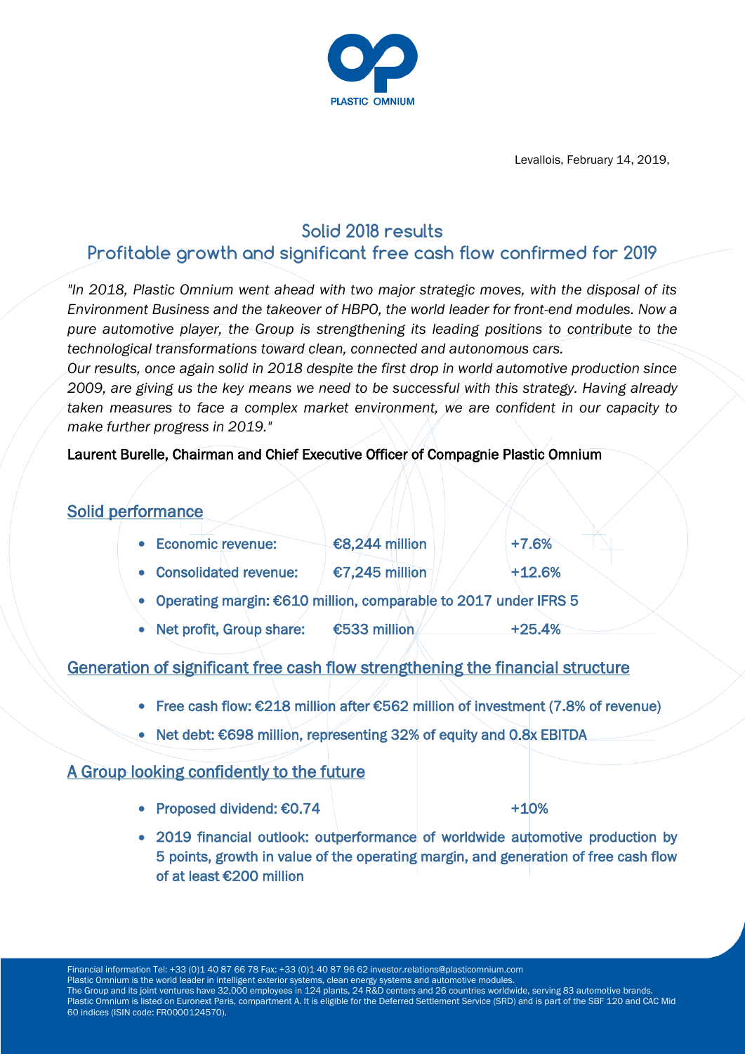Levallois, February 14, 2019,

# Solid 2018 results

## Profitable growth and significant free cash flow confirmed for 2019

*"In 2018, Plastic Omnium went ahead with two major strategic moves, with the disposal of its Environment Business and the takeover of HBPO, the world leader for front-end modules. Now a pure automotive player, the Group is strengthening its leading positions to contribute to the technological transformations toward clean, connected and autonomous cars.*

*Our results, once again solid in 2018 despite the first drop in world automotive production since 2009, are giving us the key means we need to be successful with this strategy. Having already taken measures to face a complex market environment, we are confident in our capacity to make further progress in 2019."*

Laurent Burelle, Chairman and Chief Executive Officer of Compagnie Plastic Omnium

## Solid performance

- Economic revenue: €8,244 million +7.6%
- Consolidated revenue: €7,245 million +12.6%
- Operating margin: €610 million, comparable to 2017 under IFRS 5
- Net profit, Group share: €533 million +25.4%

## Generation of significant free cash flow strengthening the financial structure

- Free cash flow: €218 million after €562 million of investment (7.8% of revenue)
- Net debt: €698 million, representing 32% of equity and 0.8x EBITDA

## A Group looking confidently to the future

- Proposed dividend: €0.74 +10%
- 2019 financial outlook: outperformance of worldwide automotive production by 5 points, growth in value of the operating margin, and generation of free cash flow of at least €200 million

Financial information Tel: +33 (0)1 40 87 66 78 Fax: +33 (0)1 40 87 96 62 investor.relations@plasticomnium.com
Plastic Omnium is the world leader in intelligent exterior systems, clean energy systems and automotive modules.
The Group and its joint ventures have 32,000 employees in 124 plants, 24 R&D centers and 26 countries worldwide, serving 83 automotive brands.
Plastic Omnium is listed on Euronext Paris, compartment A. It is eligible for the Deferred Settlement Service (SRD) and is part of the SBF 120 and CAC Mid 60 indices (ISIN code: FR0000124570).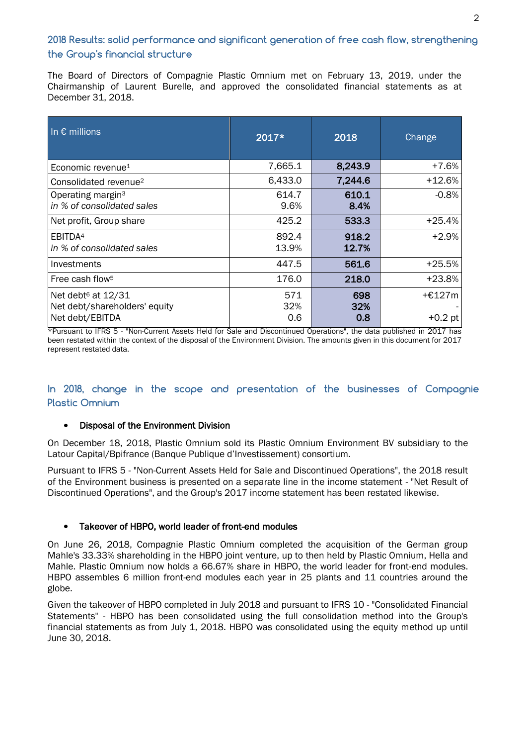## 2018 Results: solid performance and significant generation of free cash flow, strengthening the Group's financial structure

The Board of Directors of Compagnie Plastic Omnium met on February 13, 2019, under the Chairmanship of Laurent Burelle, and approved the consolidated financial statements as at December 31, 2018.

| In € millions | 2017* | 2018 | Change |
|---|---|---|---|
| Economic revenue[1] | 7,665.1 | **8,243.9** | +7.6% |
| Consolidated revenue[2] | 6,433.0 | **7,244.6** | +12.6% |
| Operating margin[3]<br>*in % of consolidated sales* | 614.7<br>9.6% | **610.1**<br>**8.4%** | -0.8% |
| Net profit, Group share | 425.2 | **533.3** | +25.4% |
| EBITDA[4]<br>*in % of consolidated sales* | 892.4<br>13.9% | **918.2**<br>**12.7%** | +2.9% |
| Investments | 447.5 | **561.6** | +25.5% |
| Free cash flow[5] | 176.0 | **218.0** | +23.8% |
| Net debt[6] at 12/31<br>Net debt/shareholders' equity<br>Net debt/EBITDA | 571<br>32%<br>0.6 | **698**<br>**32%**<br>**0.8** | +€127m<br>-<br>+0.2 pt |

*Pursuant to IFRS 5 - "Non-Current Assets Held for Sale and Discontinued Operations", the data published in 2017 has been restated within the context of the disposal of the Environment Division. The amounts given in this document for 2017 represent restated data.

## In 2018, change in the scope and presentation of the businesses of Compagnie Plastic Omnium

- **Disposal of the Environment Division**

On December 18, 2018, Plastic Omnium sold its Plastic Omnium Environment BV subsidiary to the Latour Capital/Bpifrance (Banque Publique d'Investissement) consortium.

Pursuant to IFRS 5 - "Non-Current Assets Held for Sale and Discontinued Operations", the 2018 result of the Environment business is presented on a separate line in the income statement - "Net Result of Discontinued Operations", and the Group's 2017 income statement has been restated likewise.

- **Takeover of HBPO, world leader of front-end modules**

On June 26, 2018, Compagnie Plastic Omnium completed the acquisition of the German group Mahle's 33.33% shareholding in the HBPO joint venture, up to then held by Plastic Omnium, Hella and Mahle. Plastic Omnium now holds a 66.67% share in HBPO, the world leader for front-end modules. HBPO assembles 6 million front-end modules each year in 25 plants and 11 countries around the globe.

Given the takeover of HBPO completed in July 2018 and pursuant to IFRS 10 - "Consolidated Financial Statements" - HBPO has been consolidated using the full consolidation method into the Group's financial statements as from July 1, 2018. HBPO was consolidated using the equity method up until June 30, 2018.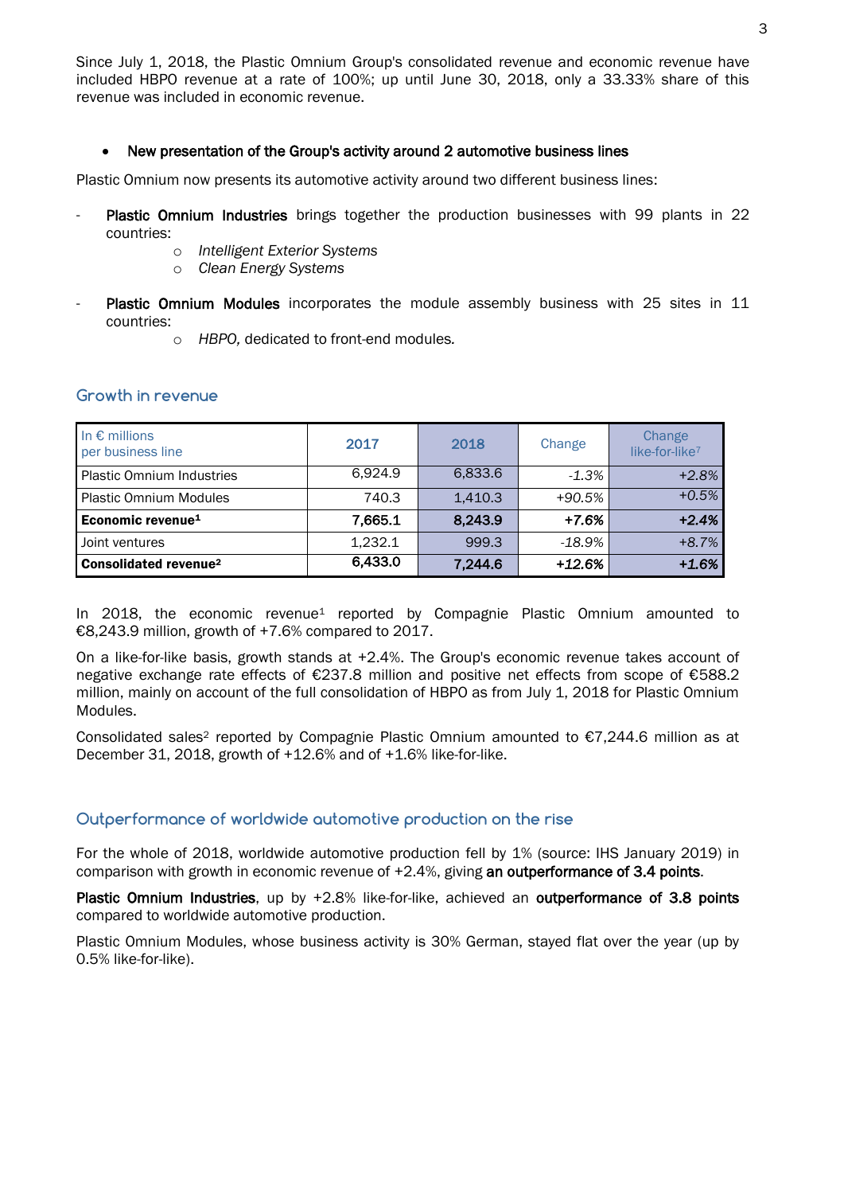Since July 1, 2018, the Plastic Omnium Group's consolidated revenue and economic revenue have included HBPO revenue at a rate of 100%; up until June 30, 2018, only a 33.33% share of this revenue was included in economic revenue.

- **New presentation of the Group's activity around 2 automotive business lines**

Plastic Omnium now presents its automotive activity around two different business lines:

- **Plastic Omnium Industries** brings together the production businesses with 99 plants in 22 countries:
  - *Intelligent Exterior Systems*
  - *Clean Energy Systems*
- **Plastic Omnium Modules** incorporates the module assembly business with 25 sites in 11 countries:
  - *HBPO,* dedicated to front-end modules.

## Growth in revenue

| In € millions per business line | 2017 | 2018 | Change | Change like-for-like[7] |
|---|---|---|---|---|
| Plastic Omnium Industries | 6,924.9 | 6,833.6 | *-1.3%* | *+2.8%* |
| Plastic Omnium Modules | 740.3 | 1,410.3 | *+90.5%* | *+0.5%* |
| **Economic revenue[1]** | **7,665.1** | **8,243.9** | ***+7.6%*** | ***+2.4%*** |
| Joint ventures | 1,232.1 | 999.3 | *-18.9%* | *+8.7%* |
| **Consolidated revenue[2]** | **6,433.0** | **7,244.6** | ***+12.6%*** | ***+1.6%*** |

In 2018, the economic revenue[1] reported by Compagnie Plastic Omnium amounted to €8,243.9 million, growth of +7.6% compared to 2017.

On a like-for-like basis, growth stands at +2.4%. The Group's economic revenue takes account of negative exchange rate effects of €237.8 million and positive net effects from scope of €588.2 million, mainly on account of the full consolidation of HBPO as from July 1, 2018 for Plastic Omnium Modules.

Consolidated sales[2] reported by Compagnie Plastic Omnium amounted to €7,244.6 million as at December 31, 2018, growth of +12.6% and of +1.6% like-for-like.

## Outperformance of worldwide automotive production on the rise

For the whole of 2018, worldwide automotive production fell by 1% (source: IHS January 2019) in comparison with growth in economic revenue of +2.4%, giving **an outperformance of 3.4 points**.

**Plastic Omnium Industries**, up by +2.8% like-for-like, achieved an **outperformance of 3.8 points** compared to worldwide automotive production.

Plastic Omnium Modules, whose business activity is 30% German, stayed flat over the year (up by 0.5% like-for-like).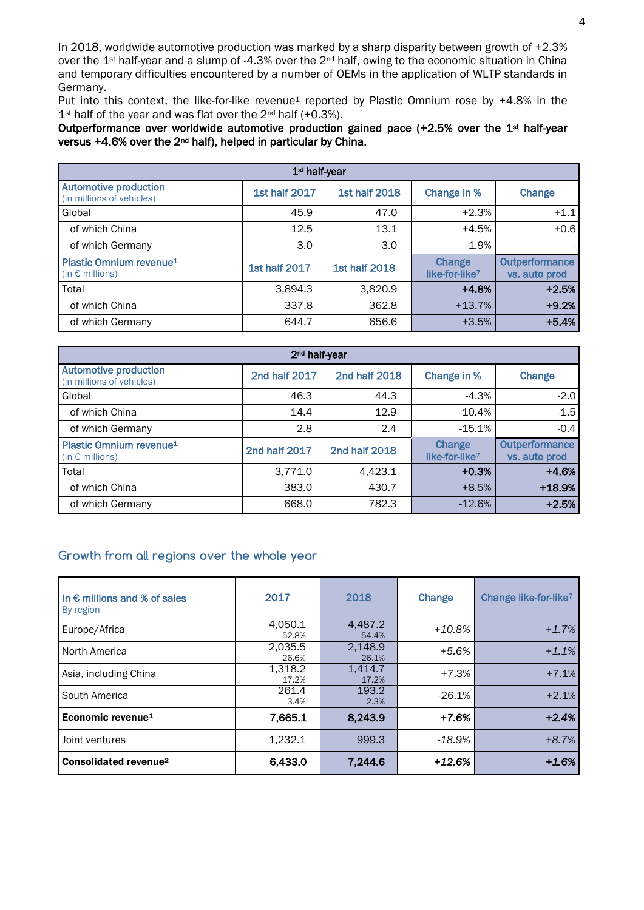In 2018, worldwide automotive production was marked by a sharp disparity between growth of +2.3% over the 1st half-year and a slump of -4.3% over the 2nd half, owing to the economic situation in China and temporary difficulties encountered by a number of OEMs in the application of WLTP standards in Germany.

Put into this context, the like-for-like revenue[1] reported by Plastic Omnium rose by +4.8% in the 1st half of the year and was flat over the 2nd half (+0.3%).

**Outperformance over worldwide automotive production gained pace (+2.5% over the 1st half-year versus +4.6% over the 2nd half), helped in particular by China.**

| 1st half-year | | | | |
|---|---|---|---|---|
| **Automotive production** (in millions of vehicles) | **1st half 2017** | **1st half 2018** | **Change in %** | **Change** |
| Global | 45.9 | 47.0 | +2.3% | +1.1 |
| of which China | 12.5 | 13.1 | +4.5% | +0.6 |
| of which Germany | 3.0 | 3.0 | -1.9% | - |
| **Plastic Omnium revenue[1]** (in € millions) | **1st half 2017** | **1st half 2018** | **Change like-for-like[7]** | **Outperformance vs. auto prod** |
| Total | 3,894.3 | 3,820.9 | **+4.8%** | **+2.5%** |
| of which China | 337.8 | 362.8 | +13.7% | **+9.2%** |
| of which Germany | 644.7 | 656.6 | +3.5% | **+5.4%** |

| 2nd half-year | | | | |
|---|---|---|---|---|
| **Automotive production** (in millions of vehicles) | **2nd half 2017** | **2nd half 2018** | **Change in %** | **Change** |
| Global | 46.3 | 44.3 | -4.3% | -2.0 |
| of which China | 14.4 | 12.9 | -10.4% | -1.5 |
| of which Germany | 2.8 | 2.4 | -15.1% | -0.4 |
| **Plastic Omnium revenue[1]** (in € millions) | **2nd half 2017** | **2nd half 2018** | **Change like-for-like[7]** | **Outperformance vs. auto prod** |
| Total | 3,771.0 | 4,423.1 | **+0.3%** | **+4.6%** |
| of which China | 383.0 | 430.7 | +8.5% | **+18.9%** |
| of which Germany | 668.0 | 782.3 | -12.6% | **+2.5%** |

## Growth from all regions over the whole year

| **In € millions and % of sales** By region | **2017** | **2018** | **Change** | **Change like-for-like[7]** |
|---|---|---|---|---|
| Europe/Africa | 4,050.1 52.8% | 4,487.2 54.4% | *+10.8%* | *+1.7%* |
| North America | 2,035.5 26.6% | 2,148.9 26.1% | *+5.6%* | *+1.1%* |
| Asia, including China | 1,318.2 17.2% | 1,414.7 17.2% | *+7.3%* | *+7.1%* |
| South America | 261.4 3.4% | 193.2 2.3% | *-26.1%* | *+2.1%* |
| **Economic revenue[1]** | **7,665.1** | **8,243.9** | ***+7.6%*** | ***+2.4%*** |
| Joint ventures | 1,232.1 | 999.3 | *-18.9%* | *+8.7%* |
| **Consolidated revenue[2]** | **6,433.0** | **7,244.6** | ***+12.6%*** | ***+1.6%*** |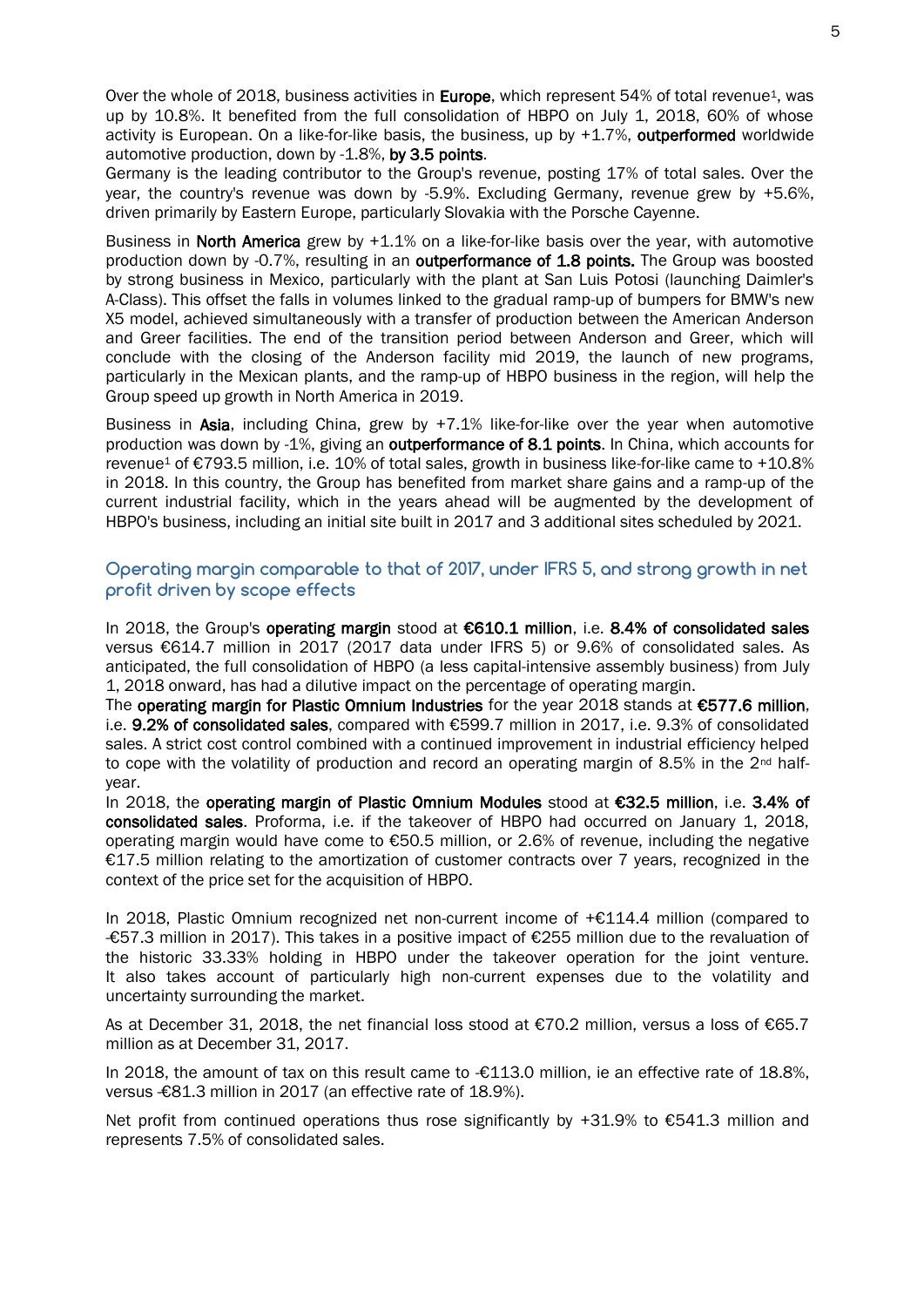Over the whole of 2018, business activities in **Europe**, which represent 54% of total revenue[1], was up by 10.8%. It benefited from the full consolidation of HBPO on July 1, 2018, 60% of whose activity is European. On a like-for-like basis, the business, up by +1.7%, **outperformed** worldwide automotive production, down by -1.8%, **by 3.5 points**.
Germany is the leading contributor to the Group's revenue, posting 17% of total sales. Over the year, the country's revenue was down by -5.9%. Excluding Germany, revenue grew by +5.6%, driven primarily by Eastern Europe, particularly Slovakia with the Porsche Cayenne.

Business in **North America** grew by +1.1% on a like-for-like basis over the year, with automotive production down by -0.7%, resulting in an **outperformance of 1.8 points.** The Group was boosted by strong business in Mexico, particularly with the plant at San Luis Potosi (launching Daimler's A-Class). This offset the falls in volumes linked to the gradual ramp-up of bumpers for BMW's new X5 model, achieved simultaneously with a transfer of production between the American Anderson and Greer facilities. The end of the transition period between Anderson and Greer, which will conclude with the closing of the Anderson facility mid 2019, the launch of new programs, particularly in the Mexican plants, and the ramp-up of HBPO business in the region, will help the Group speed up growth in North America in 2019.

Business in **Asia**, including China, grew by +7.1% like-for-like over the year when automotive production was down by -1%, giving an **outperformance of 8.1 points**. In China, which accounts for revenue[1] of €793.5 million, i.e. 10% of total sales, growth in business like-for-like came to +10.8% in 2018. In this country, the Group has benefited from market share gains and a ramp-up of the current industrial facility, which in the years ahead will be augmented by the development of HBPO's business, including an initial site built in 2017 and 3 additional sites scheduled by 2021.

## Operating margin comparable to that of 2017, under IFRS 5, and strong growth in net profit driven by scope effects

In 2018, the Group's **operating margin** stood at **€610.1 million**, i.e. **8.4% of consolidated sales** versus €614.7 million in 2017 (2017 data under IFRS 5) or 9.6% of consolidated sales. As anticipated, the full consolidation of HBPO (a less capital-intensive assembly business) from July 1, 2018 onward, has had a dilutive impact on the percentage of operating margin.
The **operating margin for Plastic Omnium Industries** for the year 2018 stands at **€577.6 million**, i.e. **9.2% of consolidated sales**, compared with €599.7 million in 2017, i.e. 9.3% of consolidated sales. A strict cost control combined with a continued improvement in industrial efficiency helped to cope with the volatility of production and record an operating margin of 8.5% in the 2nd half-year.
In 2018, the **operating margin of Plastic Omnium Modules** stood at **€32.5 million**, i.e. **3.4% of consolidated sales**. Proforma, i.e. if the takeover of HBPO had occurred on January 1, 2018, operating margin would have come to €50.5 million, or 2.6% of revenue, including the negative €17.5 million relating to the amortization of customer contracts over 7 years, recognized in the context of the price set for the acquisition of HBPO.

In 2018, Plastic Omnium recognized net non-current income of +€114.4 million (compared to -€57.3 million in 2017). This takes in a positive impact of €255 million due to the revaluation of the historic 33.33% holding in HBPO under the takeover operation for the joint venture. It also takes account of particularly high non-current expenses due to the volatility and uncertainty surrounding the market.

As at December 31, 2018, the net financial loss stood at €70.2 million, versus a loss of €65.7 million as at December 31, 2017.

In 2018, the amount of tax on this result came to -€113.0 million, ie an effective rate of 18.8%, versus -€81.3 million in 2017 (an effective rate of 18.9%).

Net profit from continued operations thus rose significantly by +31.9% to €541.3 million and represents 7.5% of consolidated sales.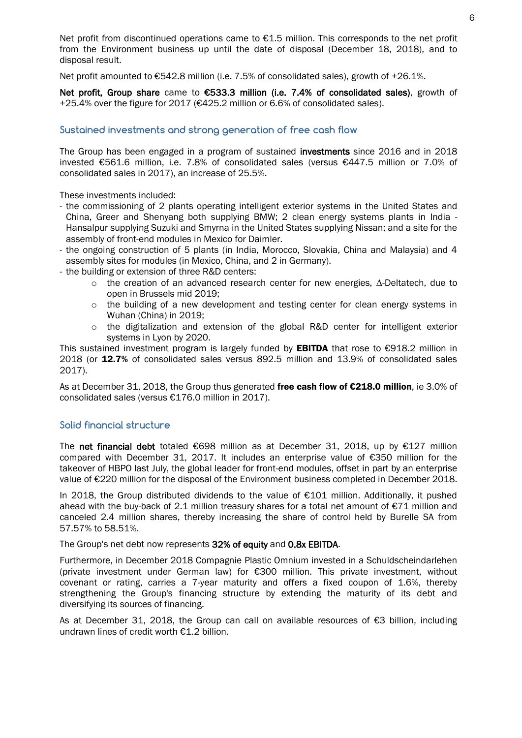Net profit from discontinued operations came to €1.5 million. This corresponds to the net profit from the Environment business up until the date of disposal (December 18, 2018), and to disposal result.

Net profit amounted to €542.8 million (i.e. 7.5% of consolidated sales), growth of +26.1%.

**Net profit, Group share** came to **€533.3 million (i.e. 7.4% of consolidated sales)**, growth of +25.4% over the figure for 2017 (€425.2 million or 6.6% of consolidated sales).

## Sustained investments and strong generation of free cash flow

The Group has been engaged in a program of sustained **investments** since 2016 and in 2018 invested €561.6 million, i.e. 7.8% of consolidated sales (versus €447.5 million or 7.0% of consolidated sales in 2017), an increase of 25.5%.

These investments included:

- the commissioning of 2 plants operating intelligent exterior systems in the United States and China, Greer and Shenyang both supplying BMW; 2 clean energy systems plants in India - Hansalpur supplying Suzuki and Smyrna in the United States supplying Nissan; and a site for the assembly of front-end modules in Mexico for Daimler.
- the ongoing construction of 5 plants (in India, Morocco, Slovakia, China and Malaysia) and 4 assembly sites for modules (in Mexico, China, and 2 in Germany).
- the building or extension of three R&D centers:
  - the creation of an advanced research center for new energies, Δ-Deltatech, due to open in Brussels mid 2019;
  - the building of a new development and testing center for clean energy systems in Wuhan (China) in 2019;
  - the digitalization and extension of the global R&D center for intelligent exterior systems in Lyon by 2020.

This sustained investment program is largely funded by **EBITDA** that rose to €918.2 million in 2018 (or **12.7%** of consolidated sales versus 892.5 million and 13.9% of consolidated sales 2017).

As at December 31, 2018, the Group thus generated **free cash flow of €218.0 million**, ie 3.0% of consolidated sales (versus €176.0 million in 2017).

## Solid financial structure

The **net financial debt** totaled €698 million as at December 31, 2018, up by €127 million compared with December 31, 2017. It includes an enterprise value of €350 million for the takeover of HBPO last July, the global leader for front-end modules, offset in part by an enterprise value of €220 million for the disposal of the Environment business completed in December 2018.

In 2018, the Group distributed dividends to the value of €101 million. Additionally, it pushed ahead with the buy-back of 2.1 million treasury shares for a total net amount of €71 million and canceled 2.4 million shares, thereby increasing the share of control held by Burelle SA from 57.57% to 58.51%.

The Group's net debt now represents **32% of equity** and **0.8x EBITDA**.

Furthermore, in December 2018 Compagnie Plastic Omnium invested in a Schuldscheindarlehen (private investment under German law) for €300 million. This private investment, without covenant or rating, carries a 7-year maturity and offers a fixed coupon of 1.6%, thereby strengthening the Group's financing structure by extending the maturity of its debt and diversifying its sources of financing.

As at December 31, 2018, the Group can call on available resources of €3 billion, including undrawn lines of credit worth €1.2 billion.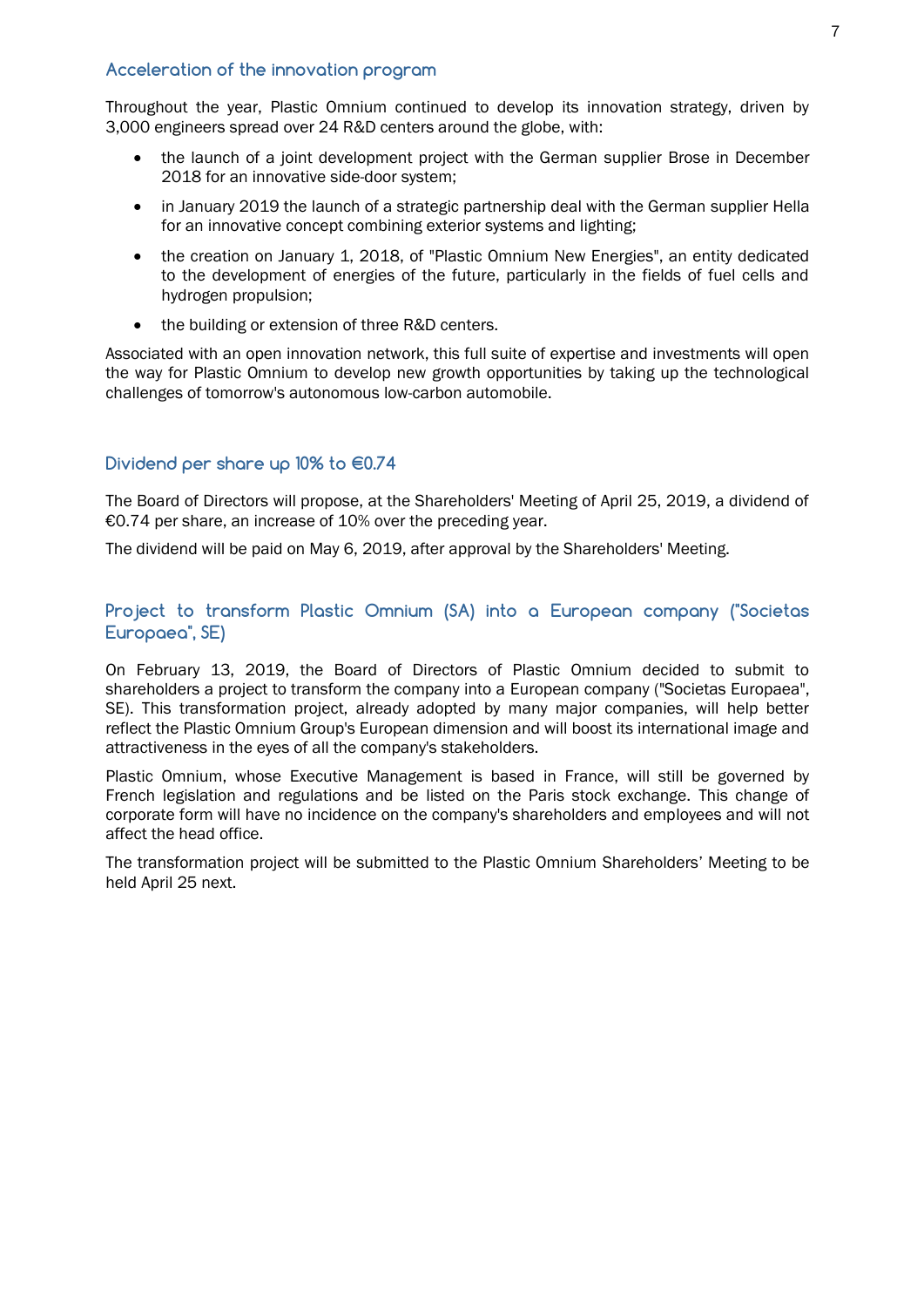## Acceleration of the innovation program

Throughout the year, Plastic Omnium continued to develop its innovation strategy, driven by 3,000 engineers spread over 24 R&D centers around the globe, with:

- the launch of a joint development project with the German supplier Brose in December 2018 for an innovative side-door system;
- in January 2019 the launch of a strategic partnership deal with the German supplier Hella for an innovative concept combining exterior systems and lighting;
- the creation on January 1, 2018, of "Plastic Omnium New Energies", an entity dedicated to the development of energies of the future, particularly in the fields of fuel cells and hydrogen propulsion;
- the building or extension of three R&D centers.

Associated with an open innovation network, this full suite of expertise and investments will open the way for Plastic Omnium to develop new growth opportunities by taking up the technological challenges of tomorrow's autonomous low-carbon automobile.

## Dividend per share up 10% to €0.74

The Board of Directors will propose, at the Shareholders' Meeting of April 25, 2019, a dividend of €0.74 per share, an increase of 10% over the preceding year.

The dividend will be paid on May 6, 2019, after approval by the Shareholders' Meeting.

## Project to transform Plastic Omnium (SA) into a European company ("Societas Europaea", SE)

On February 13, 2019, the Board of Directors of Plastic Omnium decided to submit to shareholders a project to transform the company into a European company ("Societas Europaea", SE). This transformation project, already adopted by many major companies, will help better reflect the Plastic Omnium Group's European dimension and will boost its international image and attractiveness in the eyes of all the company's stakeholders.

Plastic Omnium, whose Executive Management is based in France, will still be governed by French legislation and regulations and be listed on the Paris stock exchange. This change of corporate form will have no incidence on the company's shareholders and employees and will not affect the head office.

The transformation project will be submitted to the Plastic Omnium Shareholders' Meeting to be held April 25 next.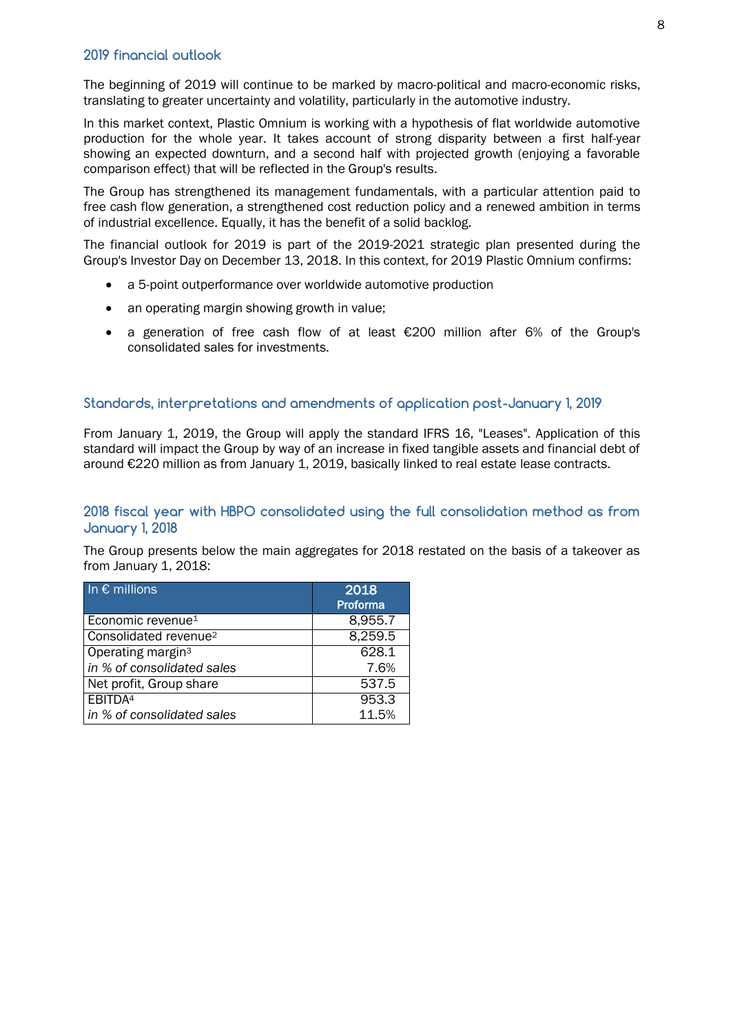## 2019 financial outlook

The beginning of 2019 will continue to be marked by macro-political and macro-economic risks, translating to greater uncertainty and volatility, particularly in the automotive industry.

In this market context, Plastic Omnium is working with a hypothesis of flat worldwide automotive production for the whole year. It takes account of strong disparity between a first half-year showing an expected downturn, and a second half with projected growth (enjoying a favorable comparison effect) that will be reflected in the Group's results.

The Group has strengthened its management fundamentals, with a particular attention paid to free cash flow generation, a strengthened cost reduction policy and a renewed ambition in terms of industrial excellence. Equally, it has the benefit of a solid backlog.

The financial outlook for 2019 is part of the 2019-2021 strategic plan presented during the Group's Investor Day on December 13, 2018. In this context, for 2019 Plastic Omnium confirms:

- a 5-point outperformance over worldwide automotive production
- an operating margin showing growth in value;
- a generation of free cash flow of at least €200 million after 6% of the Group's consolidated sales for investments.

## Standards, interpretations and amendments of application post-January 1, 2019

From January 1, 2019, the Group will apply the standard IFRS 16, "Leases". Application of this standard will impact the Group by way of an increase in fixed tangible assets and financial debt of around €220 million as from January 1, 2019, basically linked to real estate lease contracts.

## 2018 fiscal year with HBPO consolidated using the full consolidation method as from January 1, 2018

The Group presents below the main aggregates for 2018 restated on the basis of a takeover as from January 1, 2018:

| In € millions | 2018 Proforma |
|---|---|
| Economic revenue[1] | 8,955.7 |
| Consolidated revenue[2] | 8,259.5 |
| Operating margin[3] | 628.1 |
| *in % of consolidated sales* | 7.6% |
| Net profit, Group share | 537.5 |
| EBITDA[4] | 953.3 |
| *in % of consolidated sales* | 11.5% |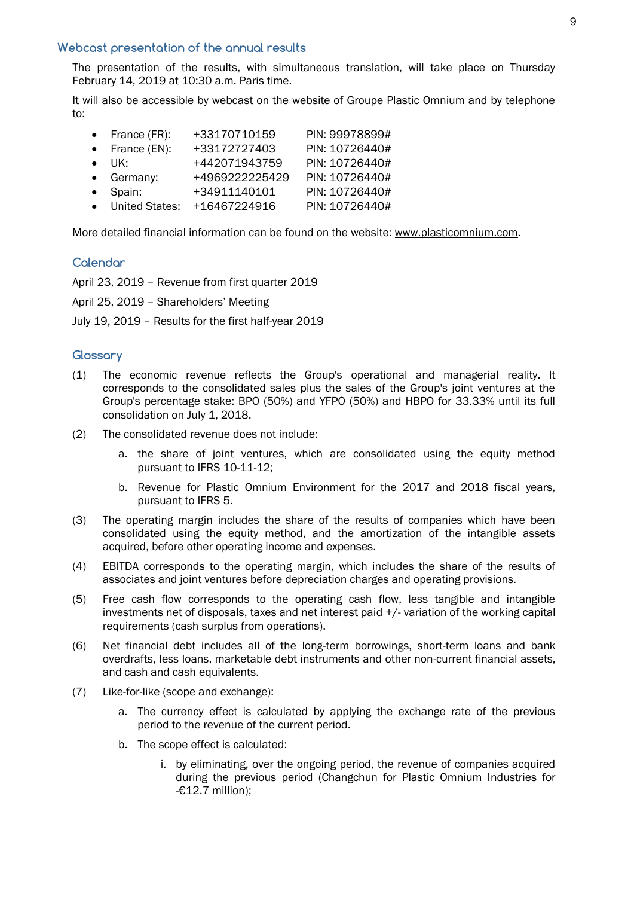## Webcast presentation of the annual results

The presentation of the results, with simultaneous translation, will take place on Thursday February 14, 2019 at 10:30 a.m. Paris time.

It will also be accessible by webcast on the website of Groupe Plastic Omnium and by telephone to:

- France (FR): +33170710159 PIN: 99978899#
- France (EN): +33172727403 PIN: 10726440#
- UK: +442071943759 PIN: 10726440#
- Germany: +4969222225429 PIN: 10726440#
- Spain: +34911140101 PIN: 10726440#
- United States: +16467224916 PIN: 10726440#

More detailed financial information can be found on the website: www.plasticomnium.com.

## Calendar

April 23, 2019 – Revenue from first quarter 2019

April 25, 2019 – Shareholders' Meeting

July 19, 2019 – Results for the first half-year 2019

## Glossary

(1) The economic revenue reflects the Group's operational and managerial reality. It corresponds to the consolidated sales plus the sales of the Group's joint ventures at the Group's percentage stake: BPO (50%) and YFPO (50%) and HBPO for 33.33% until its full consolidation on July 1, 2018.

(2) The consolidated revenue does not include:

  a. the share of joint ventures, which are consolidated using the equity method pursuant to IFRS 10-11-12;

  b. Revenue for Plastic Omnium Environment for the 2017 and 2018 fiscal years, pursuant to IFRS 5.

(3) The operating margin includes the share of the results of companies which have been consolidated using the equity method, and the amortization of the intangible assets acquired, before other operating income and expenses.

(4) EBITDA corresponds to the operating margin, which includes the share of the results of associates and joint ventures before depreciation charges and operating provisions.

(5) Free cash flow corresponds to the operating cash flow, less tangible and intangible investments net of disposals, taxes and net interest paid +/- variation of the working capital requirements (cash surplus from operations).

(6) Net financial debt includes all of the long-term borrowings, short-term loans and bank overdrafts, less loans, marketable debt instruments and other non-current financial assets, and cash and cash equivalents.

(7) Like-for-like (scope and exchange):

  a. The currency effect is calculated by applying the exchange rate of the previous period to the revenue of the current period.

  b. The scope effect is calculated:

    i. by eliminating, over the ongoing period, the revenue of companies acquired during the previous period (Changchun for Plastic Omnium Industries for -€12.7 million);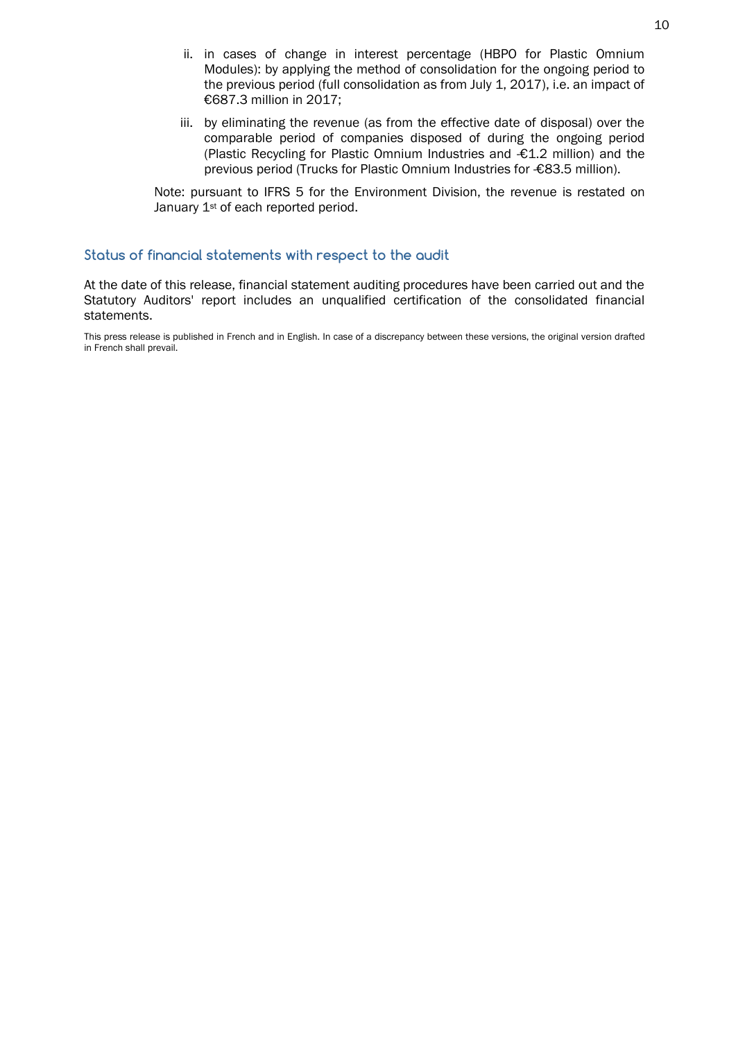ii. in cases of change in interest percentage (HBPO for Plastic Omnium Modules): by applying the method of consolidation for the ongoing period to the previous period (full consolidation as from July 1, 2017), i.e. an impact of €687.3 million in 2017;

iii. by eliminating the revenue (as from the effective date of disposal) over the comparable period of companies disposed of during the ongoing period (Plastic Recycling for Plastic Omnium Industries and -€1.2 million) and the previous period (Trucks for Plastic Omnium Industries for -€83.5 million).

Note: pursuant to IFRS 5 for the Environment Division, the revenue is restated on January 1st of each reported period.

## Status of financial statements with respect to the audit

At the date of this release, financial statement auditing procedures have been carried out and the Statutory Auditors' report includes an unqualified certification of the consolidated financial statements.

This press release is published in French and in English. In case of a discrepancy between these versions, the original version drafted in French shall prevail.